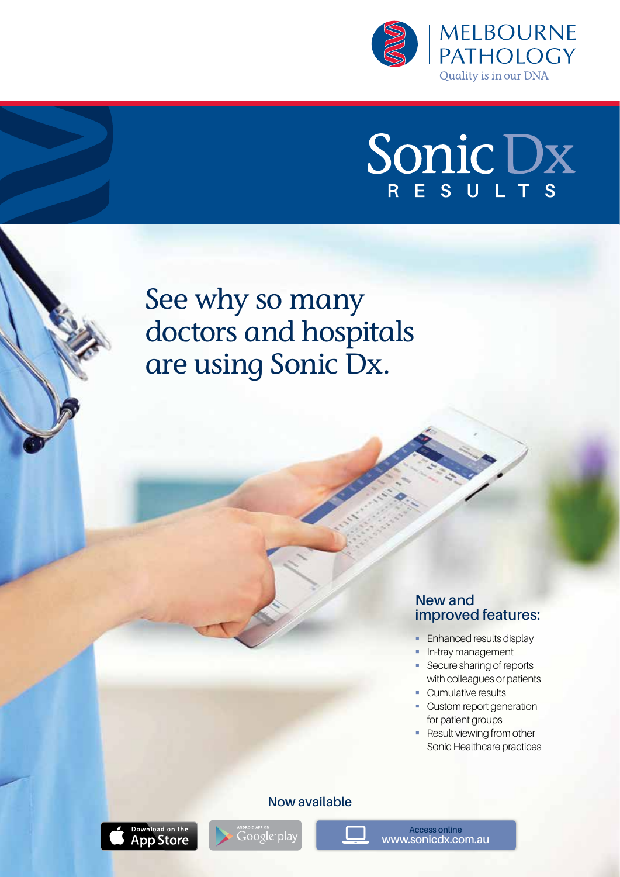MELBOURNE PATHOLOGY

Quality is in our DNA

# Sonic Dx RESULTS

## See why so many doctors and hospitals are using Sonic Dx.

### New and improved features:

- Enhanced results display
- In-tray management
- Secure sharing of reports with colleagues or patients
- Cumulative results
- Custom report generation for patient groups
- Result viewing from other Sonic Healthcare practices

**Now available**

Download on the App Store

Android App on Google play

Access online www.sonicdx.com.au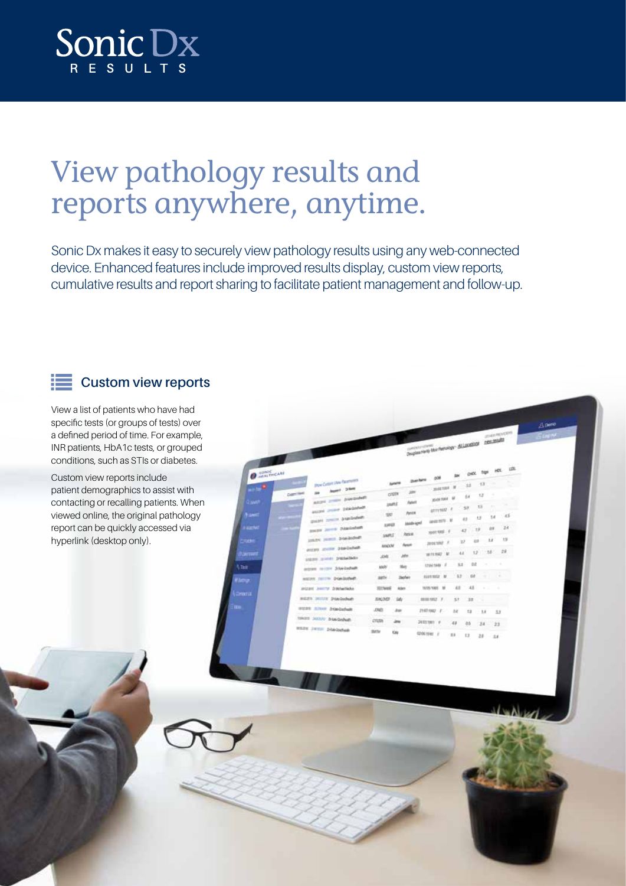Sonic Dx
RESULTS

# View pathology results and reports anywhere, anytime.

Sonic Dx makes it easy to securely view pathology results using any web-connected device. Enhanced features include improved results display, custom view reports, cumulative results and report sharing to facilitate patient management and follow-up.

## Custom view reports

View a list of patients who have had specific tests (or groups of tests) over a defined period of time. For example, INR patients, HbA1c tests, or grouped conditions, such as STIs or diabetes.

Custom view reports include patient demographics to assist with contacting or recalling patients. When viewed online, the original pathology report can be quickly accessed via hyperlink (desktop only).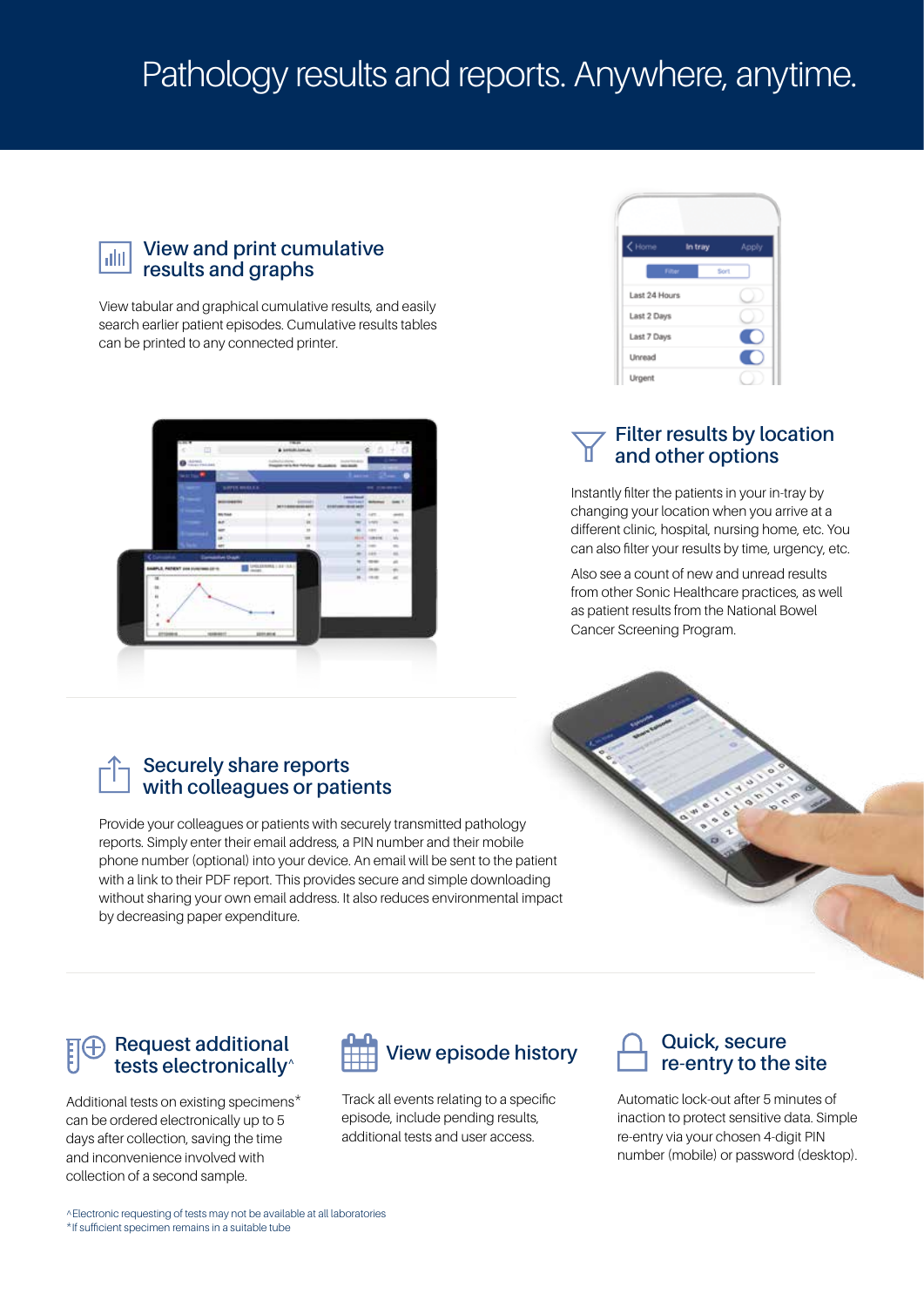# Pathology results and reports. Anywhere, anytime.

## View and print cumulative results and graphs

View tabular and graphical cumulative results, and easily search earlier patient episodes. Cumulative results tables can be printed to any connected printer.

## Filter results by location and other options

Instantly filter the patients in your in-tray by changing your location when you arrive at a different clinic, hospital, nursing home, etc. You can also filter your results by time, urgency, etc.

Also see a count of new and unread results from other Sonic Healthcare practices, as well as patient results from the National Bowel Cancer Screening Program.

## Securely share reports with colleagues or patients

Provide your colleagues or patients with securely transmitted pathology reports. Simply enter their email address, a PIN number and their mobile phone number (optional) into your device. An email will be sent to the patient with a link to their PDF report. This provides secure and simple downloading without sharing your own email address. It also reduces environmental impact by decreasing paper expenditure.

## Request additional tests electronically^

Additional tests on existing specimens* can be ordered electronically up to 5 days after collection, saving the time and inconvenience involved with collection of a second sample.

## View episode history

Track all events relating to a specific episode, include pending results, additional tests and user access.

## Quick, secure re-entry to the site

Automatic lock-out after 5 minutes of inaction to protect sensitive data. Simple re-entry via your chosen 4-digit PIN number (mobile) or password (desktop).

^Electronic requesting of tests may not be available at all laboratories
*If sufficient specimen remains in a suitable tube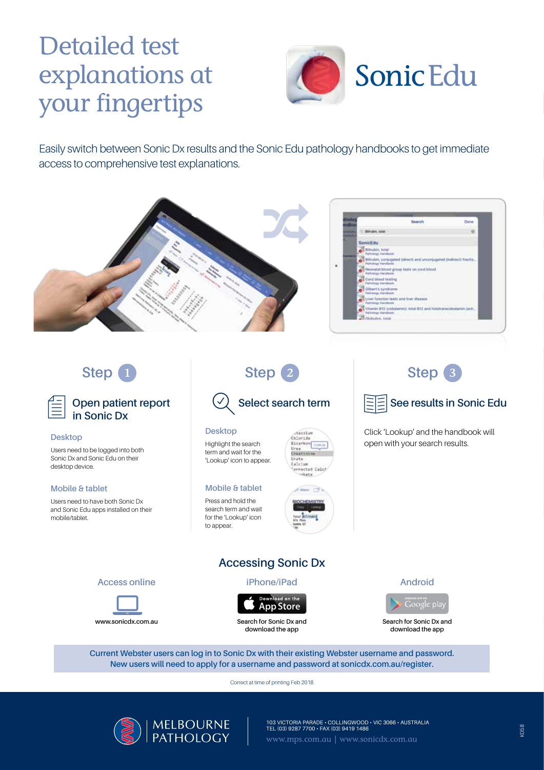# Detailed test explanations at your fingertips

Sonic Edu

Easily switch between Sonic Dx results and the Sonic Edu pathology handbooks to get immediate access to comprehensive test explanations.

## Step 1

### Open patient report in Sonic Dx

**Desktop**

Users need to be logged into both Sonic Dx and Sonic Edu on their desktop device.

**Mobile & tablet**

Users need to have both Sonic Dx and Sonic Edu apps installed on their mobile/tablet.

## Step 2

### Select search term

**Desktop**

Highlight the search term and wait for the 'Lookup' icon to appear.

**Mobile & tablet**

Press and hold the search term and wait for the 'Lookup' icon to appear.

## Step 3

### See results in Sonic Edu

Click 'Lookup' and the handbook will open with your search results.

## Accessing Sonic Dx

**Access online**

www.sonicdx.com.au

**iPhone/iPad**

Search for Sonic Dx and download the app

**Android**

Search for Sonic Dx and download the app

Current Webster users can log in to Sonic Dx with their existing Webster username and password. New users will need to apply for a username and password at sonicdx.com.au/register.

Correct at time of printing Feb 2018

MELBOURNE PATHOLOGY

103 VICTORIA PARADE • COLLINGWOOD • VIC 3066 • AUSTRALIA
TEL (03) 9287 7700 • FAX (03) 9419 1486
www.mps.com.au | www.sonicdx.com.au

K058